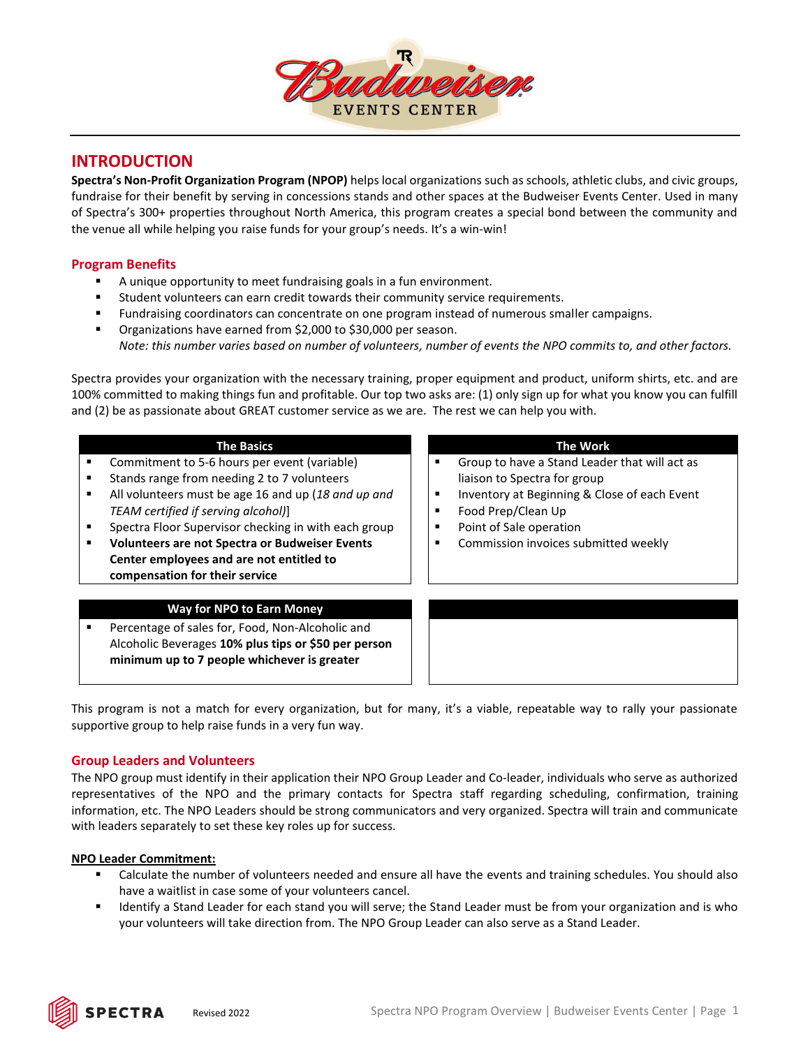# INTRODUCTION

**Spectra's Non-Profit Organization Program (NPOP)** helps local organizations such as schools, athletic clubs, and civic groups, fundraise for their benefit by serving in concessions stands and other spaces at the Budweiser Events Center. Used in many of Spectra's 300+ properties throughout North America, this program creates a special bond between the community and the venue all while helping you raise funds for your group's needs. It's a win-win!

## Program Benefits

- A unique opportunity to meet fundraising goals in a fun environment.
- Student volunteers can earn credit towards their community service requirements.
- Fundraising coordinators can concentrate on one program instead of numerous smaller campaigns.
- Organizations have earned from $2,000 to $30,000 per season.
  *Note: this number varies based on number of volunteers, number of events the NPO commits to, and other factors.*

Spectra provides your organization with the necessary training, proper equipment and product, uniform shirts, etc. and are 100% committed to making things fun and profitable. Our top two asks are: (1) only sign up for what you know you can fulfill and (2) be as passionate about GREAT customer service as we are. The rest we can help you with.

| The Basics | The Work |
|---|---|
| ▪ Commitment to 5-6 hours per event (variable)<br>▪ Stands range from needing 2 to 7 volunteers<br>▪ All volunteers must be age 16 and up (*18 and up and TEAM certified if serving alcohol)*]<br>▪ Spectra Floor Supervisor checking in with each group<br>▪ **Volunteers are not Spectra or Budweiser Events Center employees and are not entitled to compensation for their service** | ▪ Group to have a Stand Leader that will act as liaison to Spectra for group<br>▪ Inventory at Beginning & Close of each Event<br>▪ Food Prep/Clean Up<br>▪ Point of Sale operation<br>▪ Commission invoices submitted weekly |

| Way for NPO to Earn Money | |
|---|---|
| ▪ Percentage of sales for, Food, Non-Alcoholic and Alcoholic Beverages **10% plus tips or $50 per person minimum up to 7 people whichever is greater** | |

This program is not a match for every organization, but for many, it's a viable, repeatable way to rally your passionate supportive group to help raise funds in a very fun way.

## Group Leaders and Volunteers

The NPO group must identify in their application their NPO Group Leader and Co-leader, individuals who serve as authorized representatives of the NPO and the primary contacts for Spectra staff regarding scheduling, confirmation, training information, etc. The NPO Leaders should be strong communicators and very organized. Spectra will train and communicate with leaders separately to set these key roles up for success.

**NPO Leader Commitment:**

- Calculate the number of volunteers needed and ensure all have the events and training schedules. You should also have a waitlist in case some of your volunteers cancel.
- Identify a Stand Leader for each stand you will serve; the Stand Leader must be from your organization and is who your volunteers will take direction from. The NPO Group Leader can also serve as a Stand Leader.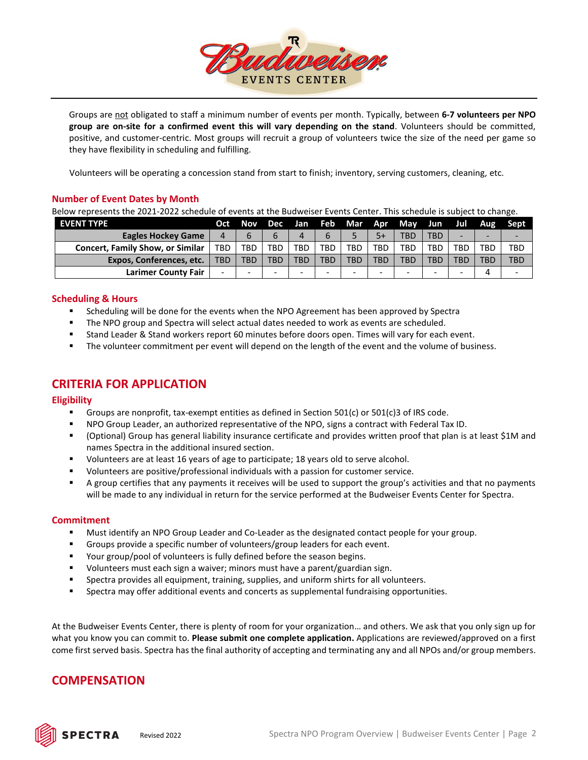Groups are not obligated to staff a minimum number of events per month. Typically, between **6-7 volunteers per NPO group are on-site for a confirmed event this will vary depending on the stand**. Volunteers should be committed, positive, and customer-centric. Most groups will recruit a group of volunteers twice the size of the need per game so they have flexibility in scheduling and fulfilling.

Volunteers will be operating a concession stand from start to finish; inventory, serving customers, cleaning, etc.

### Number of Event Dates by Month

Below represents the 2021-2022 schedule of events at the Budweiser Events Center. This schedule is subject to change.

| EVENT TYPE | Oct | Nov | Dec | Jan | Feb | Mar | Apr | May | Jun | Jul | Aug | Sept |
|---|---|---|---|---|---|---|---|---|---|---|---|---|
| Eagles Hockey Game | 4 | 6 | 6 | 4 | 6 | 5 | 5+ | TBD | TBD | - | - | - |
| Concert, Family Show, or Similar | TBD | TBD | TBD | TBD | TBD | TBD | TBD | TBD | TBD | TBD | TBD | TBD |
| Expos, Conferences, etc. | TBD | TBD | TBD | TBD | TBD | TBD | TBD | TBD | TBD | TBD | TBD | TBD |
| Larimer County Fair | - | - | - | - | - | - | - | - | - | - | 4 | - |

### Scheduling & Hours

- Scheduling will be done for the events when the NPO Agreement has been approved by Spectra
- The NPO group and Spectra will select actual dates needed to work as events are scheduled.
- Stand Leader & Stand workers report 60 minutes before doors open. Times will vary for each event.
- The volunteer commitment per event will depend on the length of the event and the volume of business.

## CRITERIA FOR APPLICATION

### Eligibility

- Groups are nonprofit, tax-exempt entities as defined in Section 501(c) or 501(c)3 of IRS code.
- NPO Group Leader, an authorized representative of the NPO, signs a contract with Federal Tax ID.
- (Optional) Group has general liability insurance certificate and provides written proof that plan is at least $1M and names Spectra in the additional insured section.
- Volunteers are at least 16 years of age to participate; 18 years old to serve alcohol.
- Volunteers are positive/professional individuals with a passion for customer service.
- A group certifies that any payments it receives will be used to support the group's activities and that no payments will be made to any individual in return for the service performed at the Budweiser Events Center for Spectra.

### Commitment

- Must identify an NPO Group Leader and Co-Leader as the designated contact people for your group.
- Groups provide a specific number of volunteers/group leaders for each event.
- Your group/pool of volunteers is fully defined before the season begins.
- Volunteers must each sign a waiver; minors must have a parent/guardian sign.
- Spectra provides all equipment, training, supplies, and uniform shirts for all volunteers.
- Spectra may offer additional events and concerts as supplemental fundraising opportunities.

At the Budweiser Events Center, there is plenty of room for your organization… and others. We ask that you only sign up for what you know you can commit to. **Please submit one complete application.** Applications are reviewed/approved on a first come first served basis. Spectra has the final authority of accepting and terminating any and all NPOs and/or group members.

## COMPENSATION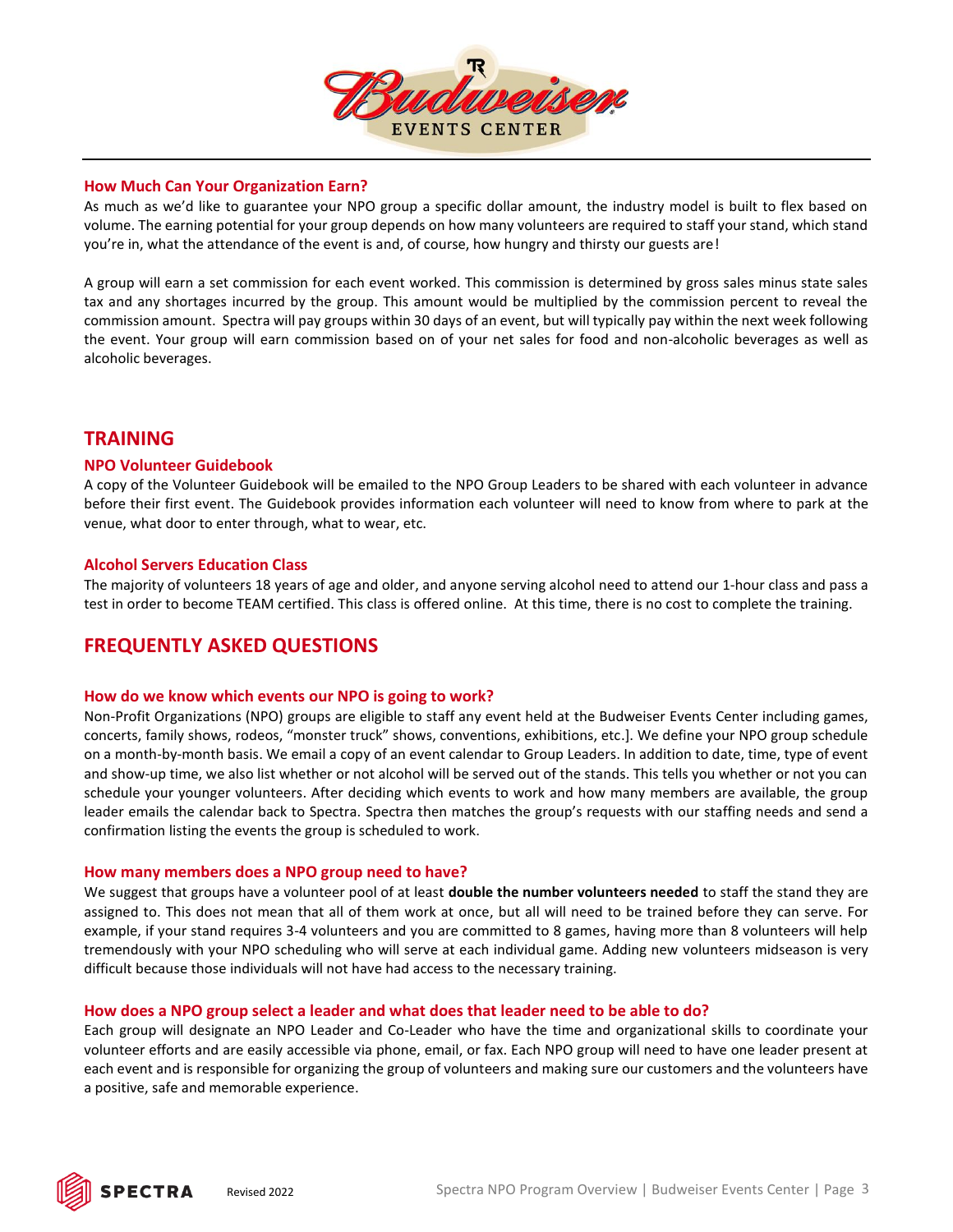### How Much Can Your Organization Earn?

As much as we'd like to guarantee your NPO group a specific dollar amount, the industry model is built to flex based on volume. The earning potential for your group depends on how many volunteers are required to staff your stand, which stand you're in, what the attendance of the event is and, of course, how hungry and thirsty our guests are!

A group will earn a set commission for each event worked. This commission is determined by gross sales minus state sales tax and any shortages incurred by the group. This amount would be multiplied by the commission percent to reveal the commission amount. Spectra will pay groups within 30 days of an event, but will typically pay within the next week following the event. Your group will earn commission based on of your net sales for food and non-alcoholic beverages as well as alcoholic beverages.

## TRAINING

### NPO Volunteer Guidebook

A copy of the Volunteer Guidebook will be emailed to the NPO Group Leaders to be shared with each volunteer in advance before their first event. The Guidebook provides information each volunteer will need to know from where to park at the venue, what door to enter through, what to wear, etc.

### Alcohol Servers Education Class

The majority of volunteers 18 years of age and older, and anyone serving alcohol need to attend our 1-hour class and pass a test in order to become TEAM certified. This class is offered online. At this time, there is no cost to complete the training.

## FREQUENTLY ASKED QUESTIONS

### How do we know which events our NPO is going to work?

Non-Profit Organizations (NPO) groups are eligible to staff any event held at the Budweiser Events Center including games, concerts, family shows, rodeos, "monster truck" shows, conventions, exhibitions, etc.]. We define your NPO group schedule on a month-by-month basis. We email a copy of an event calendar to Group Leaders. In addition to date, time, type of event and show-up time, we also list whether or not alcohol will be served out of the stands. This tells you whether or not you can schedule your younger volunteers. After deciding which events to work and how many members are available, the group leader emails the calendar back to Spectra. Spectra then matches the group's requests with our staffing needs and send a confirmation listing the events the group is scheduled to work.

### How many members does a NPO group need to have?

We suggest that groups have a volunteer pool of at least **double the number volunteers needed** to staff the stand they are assigned to. This does not mean that all of them work at once, but all will need to be trained before they can serve. For example, if your stand requires 3-4 volunteers and you are committed to 8 games, having more than 8 volunteers will help tremendously with your NPO scheduling who will serve at each individual game. Adding new volunteers midseason is very difficult because those individuals will not have had access to the necessary training.

### How does a NPO group select a leader and what does that leader need to be able to do?

Each group will designate an NPO Leader and Co-Leader who have the time and organizational skills to coordinate your volunteer efforts and are easily accessible via phone, email, or fax. Each NPO group will need to have one leader present at each event and is responsible for organizing the group of volunteers and making sure our customers and the volunteers have a positive, safe and memorable experience.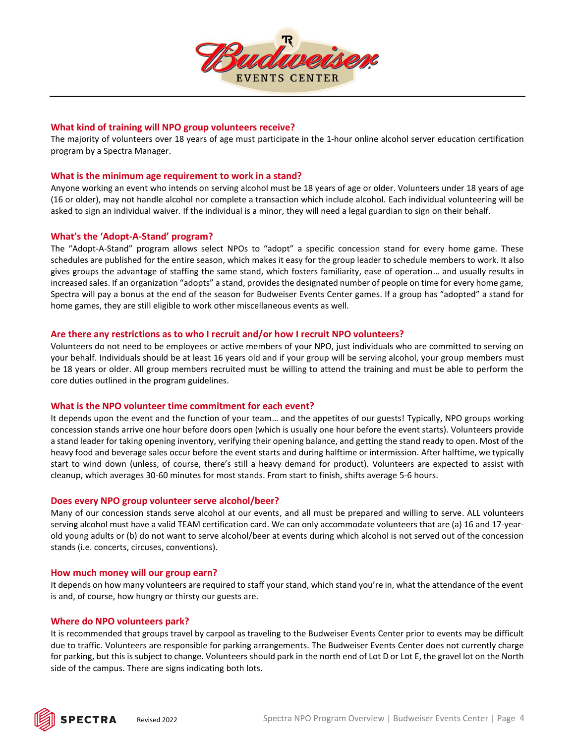### What kind of training will NPO group volunteers receive?

The majority of volunteers over 18 years of age must participate in the 1-hour online alcohol server education certification program by a Spectra Manager.

### What is the minimum age requirement to work in a stand?

Anyone working an event who intends on serving alcohol must be 18 years of age or older. Volunteers under 18 years of age (16 or older), may not handle alcohol nor complete a transaction which include alcohol. Each individual volunteering will be asked to sign an individual waiver. If the individual is a minor, they will need a legal guardian to sign on their behalf.

### What's the 'Adopt-A-Stand' program?

The "Adopt-A-Stand" program allows select NPOs to "adopt" a specific concession stand for every home game. These schedules are published for the entire season, which makes it easy for the group leader to schedule members to work. It also gives groups the advantage of staffing the same stand, which fosters familiarity, ease of operation… and usually results in increased sales. If an organization "adopts" a stand, provides the designated number of people on time for every home game, Spectra will pay a bonus at the end of the season for Budweiser Events Center games. If a group has "adopted" a stand for home games, they are still eligible to work other miscellaneous events as well.

### Are there any restrictions as to who I recruit and/or how I recruit NPO volunteers?

Volunteers do not need to be employees or active members of your NPO, just individuals who are committed to serving on your behalf. Individuals should be at least 16 years old and if your group will be serving alcohol, your group members must be 18 years or older. All group members recruited must be willing to attend the training and must be able to perform the core duties outlined in the program guidelines.

### What is the NPO volunteer time commitment for each event?

It depends upon the event and the function of your team… and the appetites of our guests! Typically, NPO groups working concession stands arrive one hour before doors open (which is usually one hour before the event starts). Volunteers provide a stand leader for taking opening inventory, verifying their opening balance, and getting the stand ready to open. Most of the heavy food and beverage sales occur before the event starts and during halftime or intermission. After halftime, we typically start to wind down (unless, of course, there's still a heavy demand for product). Volunteers are expected to assist with cleanup, which averages 30-60 minutes for most stands. From start to finish, shifts average 5-6 hours.

### Does every NPO group volunteer serve alcohol/beer?

Many of our concession stands serve alcohol at our events, and all must be prepared and willing to serve. ALL volunteers serving alcohol must have a valid TEAM certification card. We can only accommodate volunteers that are (a) 16 and 17-year-old young adults or (b) do not want to serve alcohol/beer at events during which alcohol is not served out of the concession stands (i.e. concerts, circuses, conventions).

### How much money will our group earn?

It depends on how many volunteers are required to staff your stand, which stand you're in, what the attendance of the event is and, of course, how hungry or thirsty our guests are.

### Where do NPO volunteers park?

It is recommended that groups travel by carpool as traveling to the Budweiser Events Center prior to events may be difficult due to traffic. Volunteers are responsible for parking arrangements. The Budweiser Events Center does not currently charge for parking, but this is subject to change. Volunteers should park in the north end of Lot D or Lot E, the gravel lot on the North side of the campus. There are signs indicating both lots.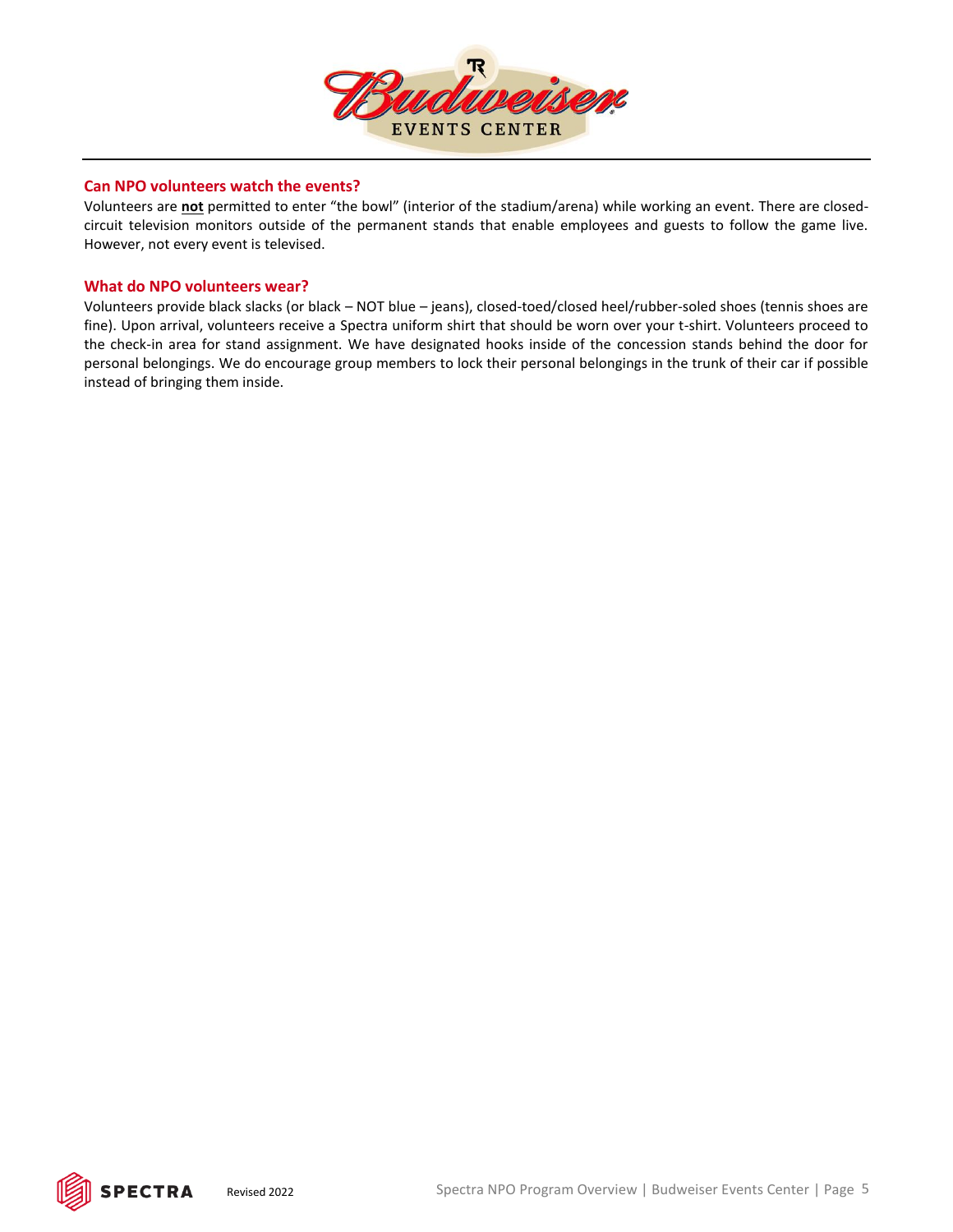### Can NPO volunteers watch the events?

Volunteers are **not** permitted to enter "the bowl" (interior of the stadium/arena) while working an event. There are closed-circuit television monitors outside of the permanent stands that enable employees and guests to follow the game live. However, not every event is televised.

### What do NPO volunteers wear?

Volunteers provide black slacks (or black – NOT blue – jeans), closed-toed/closed heel/rubber-soled shoes (tennis shoes are fine). Upon arrival, volunteers receive a Spectra uniform shirt that should be worn over your t-shirt. Volunteers proceed to the check-in area for stand assignment. We have designated hooks inside of the concession stands behind the door for personal belongings. We do encourage group members to lock their personal belongings in the trunk of their car if possible instead of bringing them inside.